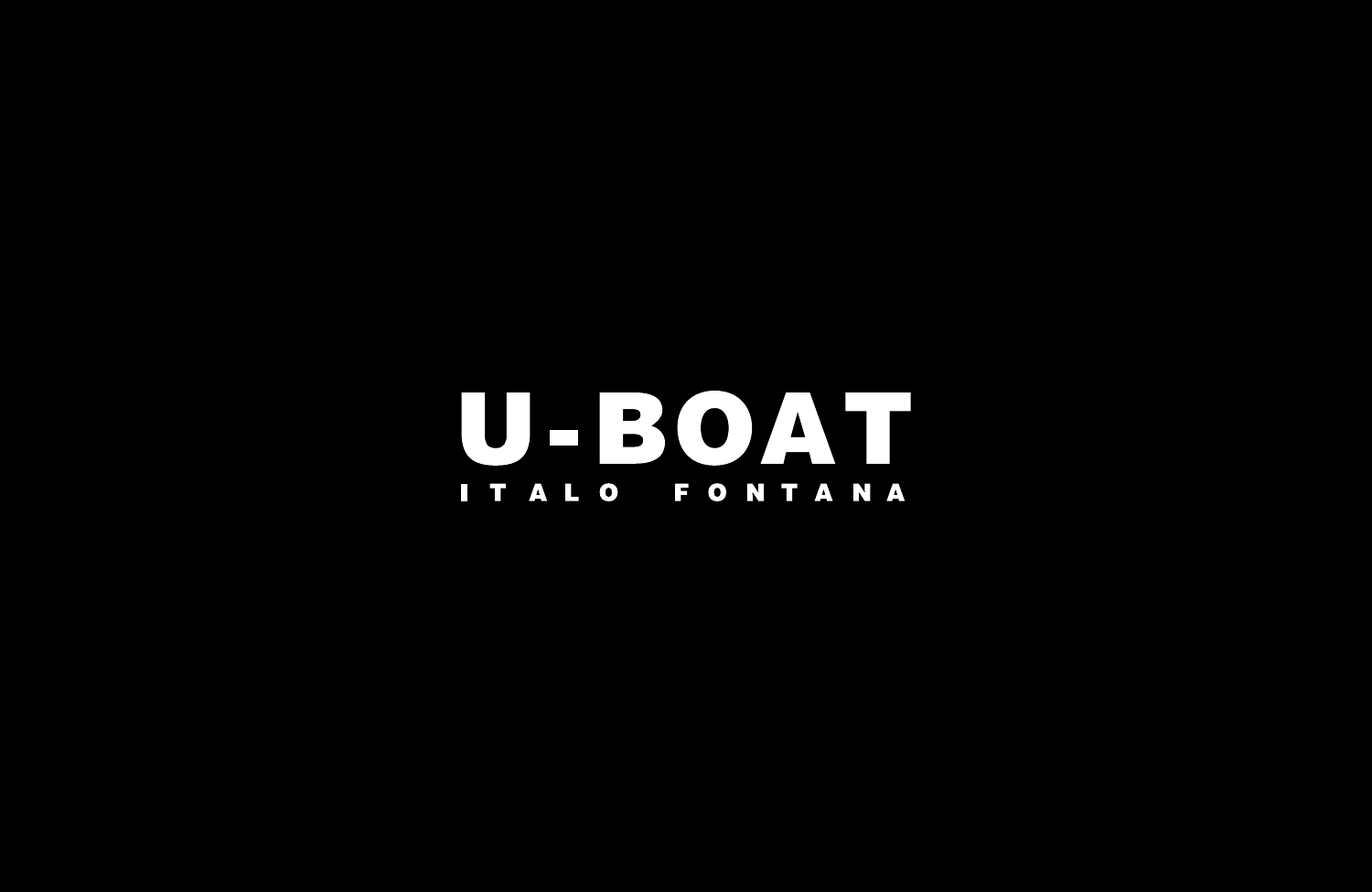# U-BOAT

ITALO FONTANA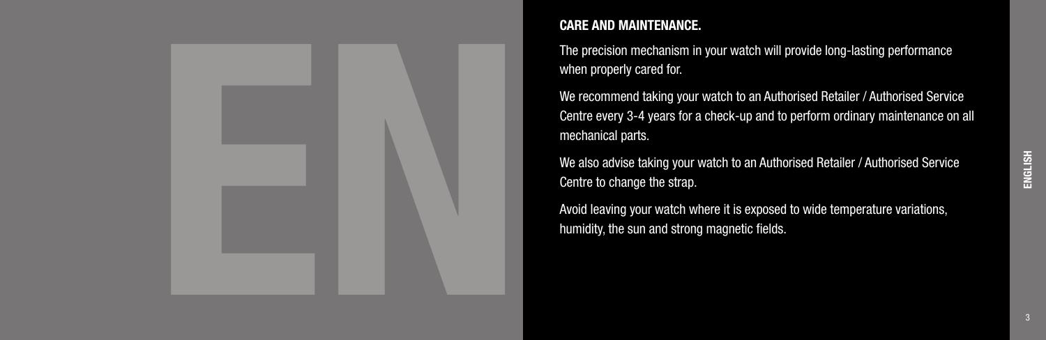# CARE AND MAINTENANCE.

The precision mechanism in your watch will provide long-lasting performance when properly cared for.

We recommend taking your watch to an Authorised Retailer / Authorised Service Centre every 3-4 years for a check-up and to perform ordinary maintenance on all mechanical parts.

We also advise taking your watch to an Authorised Retailer / Authorised Service Centre to change the strap.

Avoid leaving your watch where it is exposed to wide temperature variations, humidity, the sun and strong magnetic fields.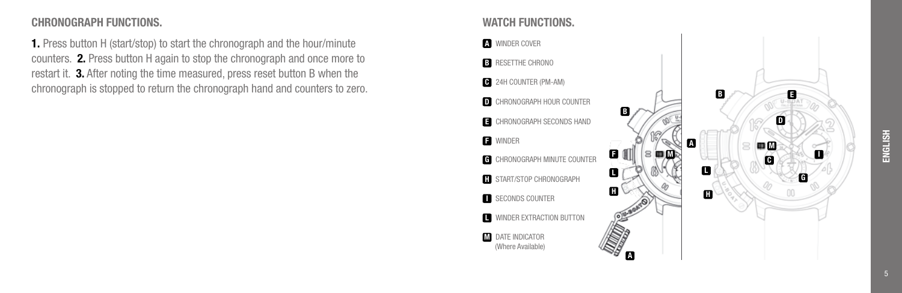## CHRONOGRAPH FUNCTIONS.

**1.** Press button H (start/stop) to start the chronograph and the hour/minute counters. **2.** Press button H again to stop the chronograph and once more to restart it. **3.** After noting the time measured, press reset button B when the chronograph is stopped to return the chronograph hand and counters to zero.

## WATCH FUNCTIONS.

- **A** WINDER COVER
- **B** RESETTHE CHRONO
- **C** 24H COUNTER (PM-AM)
- **D** CHRONOGRAPH HOUR COUNTER
- **E** CHRONOGRAPH SECONDS HAND
- **F** WINDER
- **G** CHRONOGRAPH MINUTE COUNTER
- **H** START/STOP CHRONOGRAPH
- **I** SECONDS COUNTER
- **L** WINDER EXTRACTION BUTTON
- **M** DATE INDICATOR (Where Available)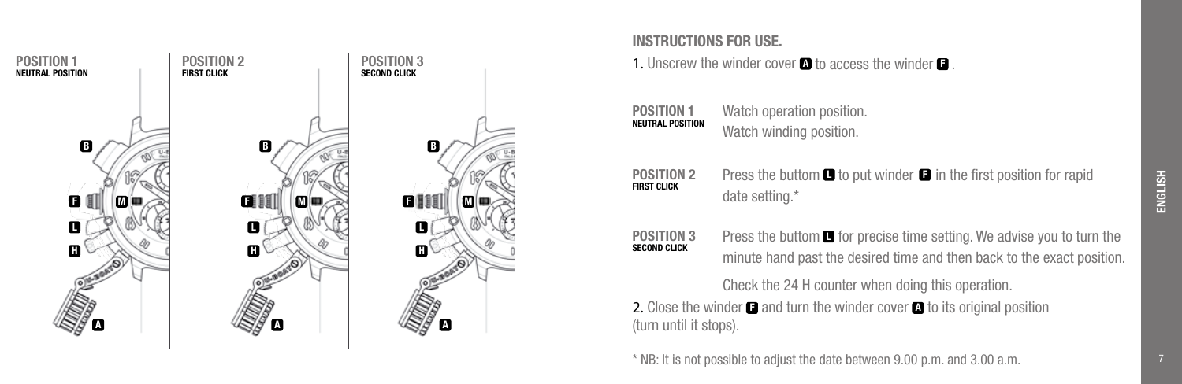POSITION 1
NEUTRAL POSITION

POSITION 2
FIRST CLICK

POSITION 3
SECOND CLICK

## INSTRUCTIONS FOR USE.

1. Unscrew the winder cover **A** to access the winder **F**.

**POSITION 1**
**NEUTRAL POSITION**
Watch operation position.
Watch winding position.

**POSITION 2**
**FIRST CLICK**
Press the buttom **L** to put winder **F** in the first position for rapid date setting.*

**POSITION 3**
**SECOND CLICK**
Press the buttom **L** for precise time setting. We advise you to turn the minute hand past the desired time and then back to the exact position.

Check the 24 H counter when doing this operation.

2. Close the winder **F** and turn the winder cover **A** to its original position (turn until it stops).

* NB: It is not possible to adjust the date between 9.00 p.m. and 3.00 a.m.

ENGLISH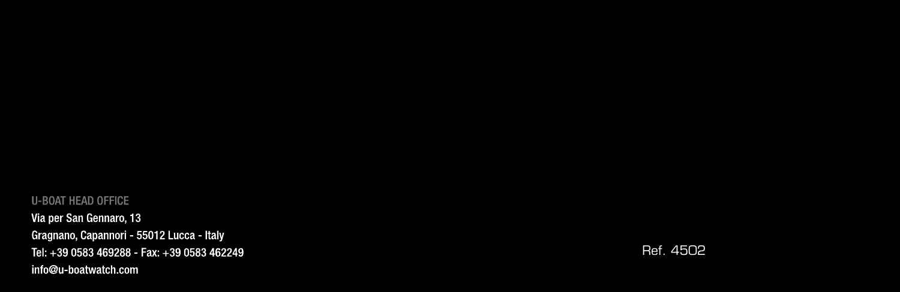U-BOAT HEAD OFFICE

Via per San Gennaro, 13

Gragnano, Capannori - 55012 Lucca - Italy

Tel: +39 0583 469288 - Fax: +39 0583 462249

info@u-boatwatch.com

Ref. 4502